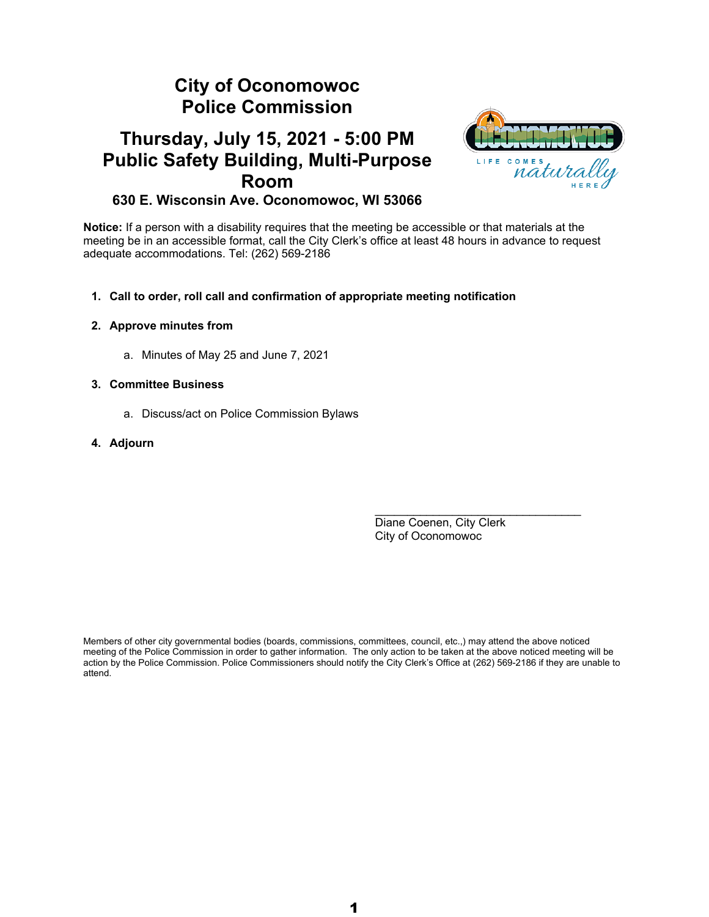# City of Oconomowoc
# Police Commission

## Thursday, July 15, 2021 - 5:00 PM
## Public Safety Building, Multi-Purpose Room

**630 E. Wisconsin Ave. Oconomowoc, WI 53066**

**Notice:** If a person with a disability requires that the meeting be accessible or that materials at the meeting be in an accessible format, call the City Clerk's office at least 48 hours in advance to request adequate accommodations. Tel: (262) 569-2186

1. **Call to order, roll call and confirmation of appropriate meeting notification**

2. **Approve minutes from**

   a. Minutes of May 25 and June 7, 2021

3. **Committee Business**

   a. Discuss/act on Police Commission Bylaws

4. **Adjourn**

\_\_\_\_\_\_\_\_\_\_\_\_\_\_\_\_\_\_\_\_\_\_\_\_\_\_\_\_\_\_\_\_\_\_

Diane Coenen, City Clerk
City of Oconomowoc

Members of other city governmental bodies (boards, commissions, committees, council, etc.,) may attend the above noticed meeting of the Police Commission in order to gather information. The only action to be taken at the above noticed meeting will be action by the Police Commission. Police Commissioners should notify the City Clerk's Office at (262) 569-2186 if they are unable to attend.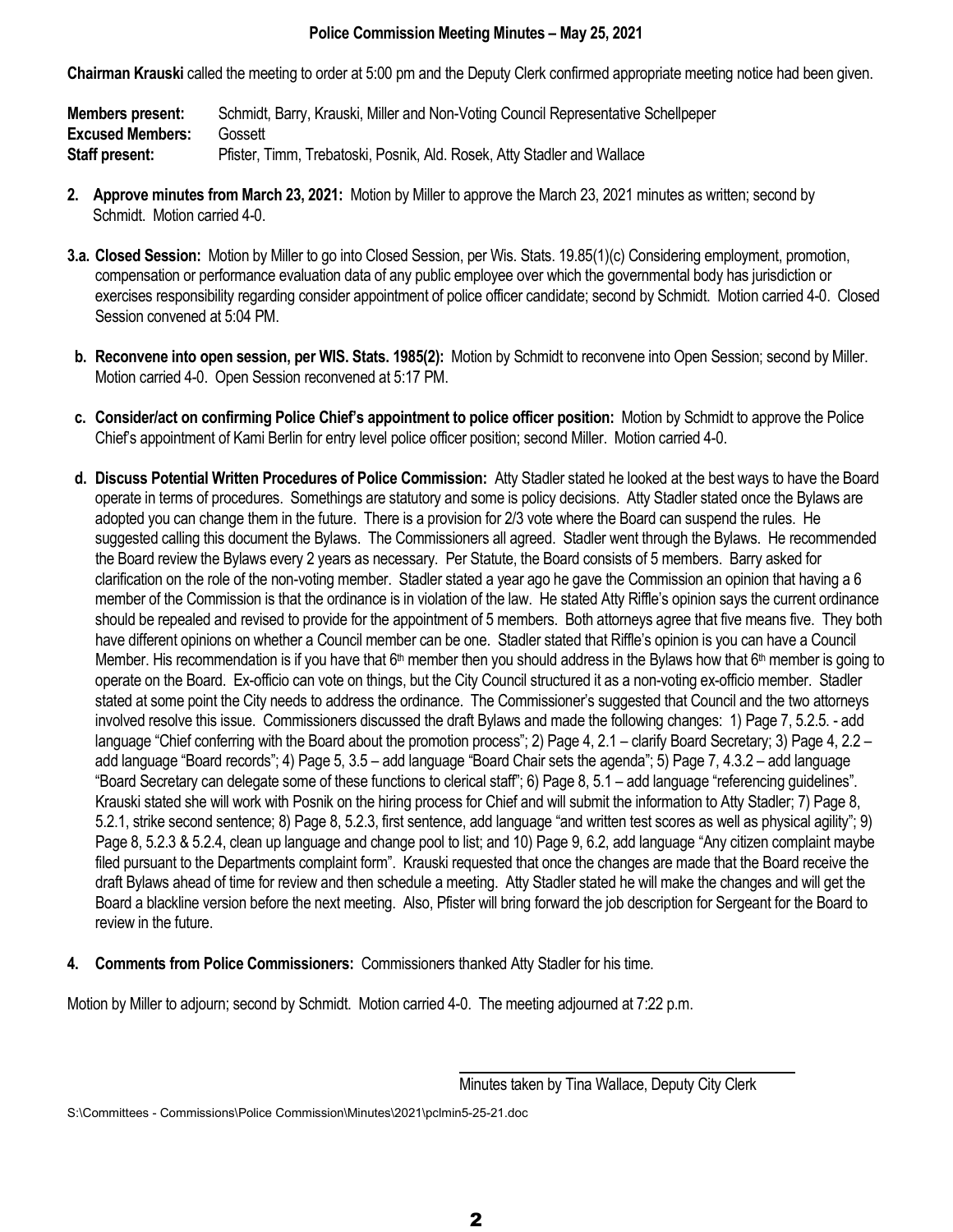# Police Commission Meeting Minutes – May 25, 2021

**Chairman Krauski** called the meeting to order at 5:00 pm and the Deputy Clerk confirmed appropriate meeting notice had been given.

**Members present:** Schmidt, Barry, Krauski, Miller and Non-Voting Council Representative Schellpeper
**Excused Members:** Gossett
**Staff present:** Pfister, Timm, Trebatoski, Posnik, Ald. Rosek, Atty Stadler and Wallace

**2. Approve minutes from March 23, 2021:** Motion by Miller to approve the March 23, 2021 minutes as written; second by Schmidt. Motion carried 4-0.

**3.a. Closed Session:** Motion by Miller to go into Closed Session, per Wis. Stats. 19.85(1)(c) Considering employment, promotion, compensation or performance evaluation data of any public employee over which the governmental body has jurisdiction or exercises responsibility regarding consider appointment of police officer candidate; second by Schmidt. Motion carried 4-0. Closed Session convened at 5:04 PM.

**b. Reconvene into open session, per WIS. Stats. 1985(2):** Motion by Schmidt to reconvene into Open Session; second by Miller. Motion carried 4-0. Open Session reconvened at 5:17 PM.

**c. Consider/act on confirming Police Chief's appointment to police officer position:** Motion by Schmidt to approve the Police Chief's appointment of Kami Berlin for entry level police officer position; second Miller. Motion carried 4-0.

**d. Discuss Potential Written Procedures of Police Commission:** Atty Stadler stated he looked at the best ways to have the Board operate in terms of procedures. Somethings are statutory and some is policy decisions. Atty Stadler stated once the Bylaws are adopted you can change them in the future. There is a provision for 2/3 vote where the Board can suspend the rules. He suggested calling this document the Bylaws. The Commissioners all agreed. Stadler went through the Bylaws. He recommended the Board review the Bylaws every 2 years as necessary. Per Statute, the Board consists of 5 members. Barry asked for clarification on the role of the non-voting member. Stadler stated a year ago he gave the Commission an opinion that having a 6 member of the Commission is that the ordinance is in violation of the law. He stated Atty Riffle's opinion says the current ordinance should be repealed and revised to provide for the appointment of 5 members. Both attorneys agree that five means five. They both have different opinions on whether a Council member can be one. Stadler stated that Riffle's opinion is you can have a Council Member. His recommendation is if you have that 6th member then you should address in the Bylaws how that 6th member is going to operate on the Board. Ex-officio can vote on things, but the City Council structured it as a non-voting ex-officio member. Stadler stated at some point the City needs to address the ordinance. The Commissioner's suggested that Council and the two attorneys involved resolve this issue. Commissioners discussed the draft Bylaws and made the following changes: 1) Page 7, 5.2.5. - add language "Chief conferring with the Board about the promotion process"; 2) Page 4, 2.1 – clarify Board Secretary; 3) Page 4, 2.2 – add language "Board records"; 4) Page 5, 3.5 – add language "Board Chair sets the agenda"; 5) Page 7, 4.3.2 – add language "Board Secretary can delegate some of these functions to clerical staff"; 6) Page 8, 5.1 – add language "referencing guidelines". Krauski stated she will work with Posnik on the hiring process for Chief and will submit the information to Atty Stadler; 7) Page 8, 5.2.1, strike second sentence; 8) Page 8, 5.2.3, first sentence, add language "and written test scores as well as physical agility"; 9) Page 8, 5.2.3 & 5.2.4, clean up language and change pool to list; and 10) Page 9, 6.2, add language "Any citizen complaint maybe filed pursuant to the Departments complaint form". Krauski requested that once the changes are made that the Board receive the draft Bylaws ahead of time for review and then schedule a meeting. Atty Stadler stated he will make the changes and will get the Board a blackline version before the next meeting. Also, Pfister will bring forward the job description for Sergeant for the Board to review in the future.

**4. Comments from Police Commissioners:** Commissioners thanked Atty Stadler for his time.

Motion by Miller to adjourn; second by Schmidt. Motion carried 4-0. The meeting adjourned at 7:22 p.m.

Minutes taken by Tina Wallace, Deputy City Clerk

S:\Committees - Commissions\Police Commission\Minutes\2021\pclmin5-25-21.doc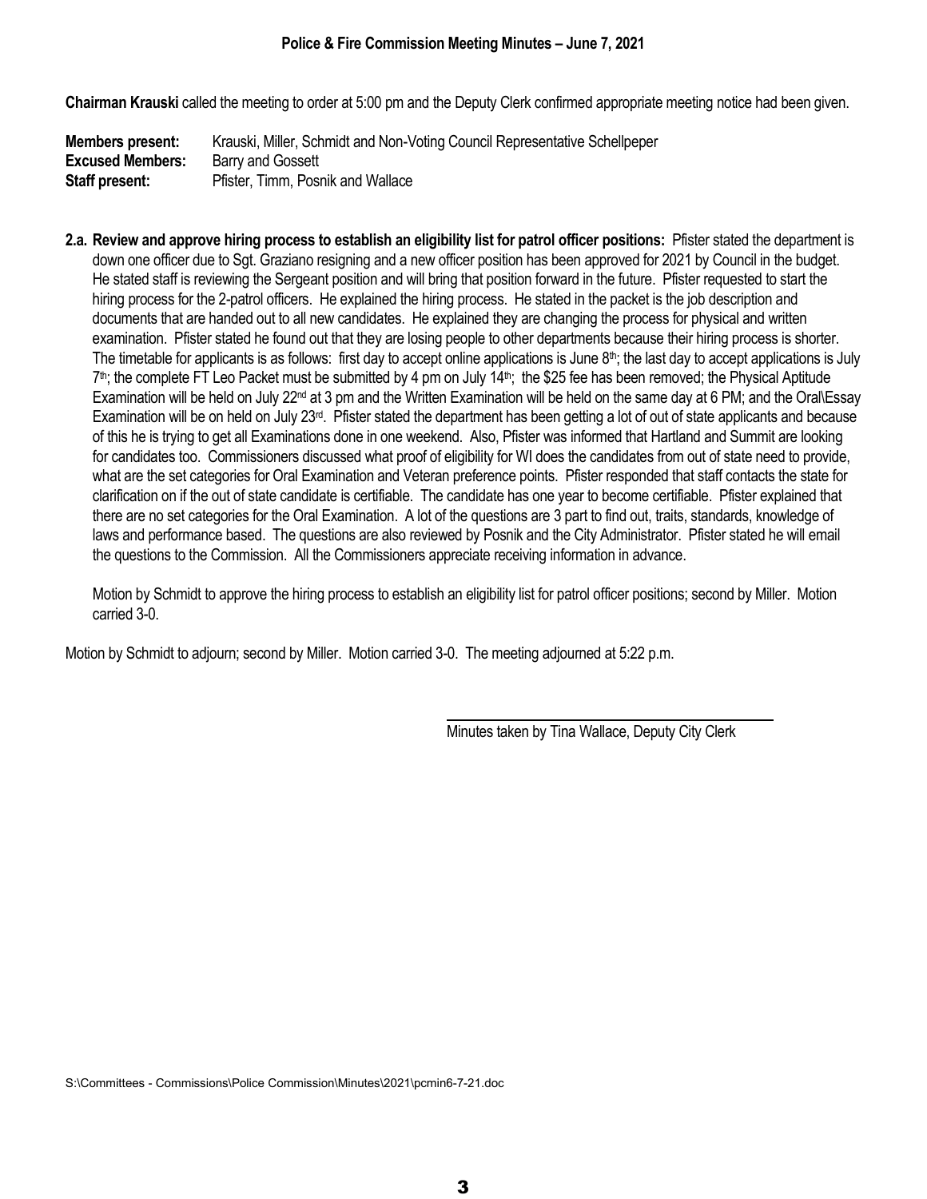## Police & Fire Commission Meeting Minutes – June 7, 2021

**Chairman Krauski** called the meeting to order at 5:00 pm and the Deputy Clerk confirmed appropriate meeting notice had been given.

**Members present:** Krauski, Miller, Schmidt and Non-Voting Council Representative Schellpeper
**Excused Members:** Barry and Gossett
**Staff present:** Pfister, Timm, Posnik and Wallace

**2.a. Review and approve hiring process to establish an eligibility list for patrol officer positions:** Pfister stated the department is down one officer due to Sgt. Graziano resigning and a new officer position has been approved for 2021 by Council in the budget. He stated staff is reviewing the Sergeant position and will bring that position forward in the future. Pfister requested to start the hiring process for the 2-patrol officers. He explained the hiring process. He stated in the packet is the job description and documents that are handed out to all new candidates. He explained they are changing the process for physical and written examination. Pfister stated he found out that they are losing people to other departments because their hiring process is shorter. The timetable for applicants is as follows: first day to accept online applications is June 8th; the last day to accept applications is July 7th; the complete FT Leo Packet must be submitted by 4 pm on July 14th; the $25 fee has been removed; the Physical Aptitude Examination will be held on July 22nd at 3 pm and the Written Examination will be held on the same day at 6 PM; and the Oral\Essay Examination will be on held on July 23rd. Pfister stated the department has been getting a lot of out of state applicants and because of this he is trying to get all Examinations done in one weekend. Also, Pfister was informed that Hartland and Summit are looking for candidates too. Commissioners discussed what proof of eligibility for WI does the candidates from out of state need to provide, what are the set categories for Oral Examination and Veteran preference points. Pfister responded that staff contacts the state for clarification on if the out of state candidate is certifiable. The candidate has one year to become certifiable. Pfister explained that there are no set categories for the Oral Examination. A lot of the questions are 3 part to find out, traits, standards, knowledge of laws and performance based. The questions are also reviewed by Posnik and the City Administrator. Pfister stated he will email the questions to the Commission. All the Commissioners appreciate receiving information in advance.

Motion by Schmidt to approve the hiring process to establish an eligibility list for patrol officer positions; second by Miller. Motion carried 3-0.

Motion by Schmidt to adjourn; second by Miller. Motion carried 3-0. The meeting adjourned at 5:22 p.m.

Minutes taken by Tina Wallace, Deputy City Clerk

S:\Committees - Commissions\Police Commission\Minutes\2021\pcmin6-7-21.doc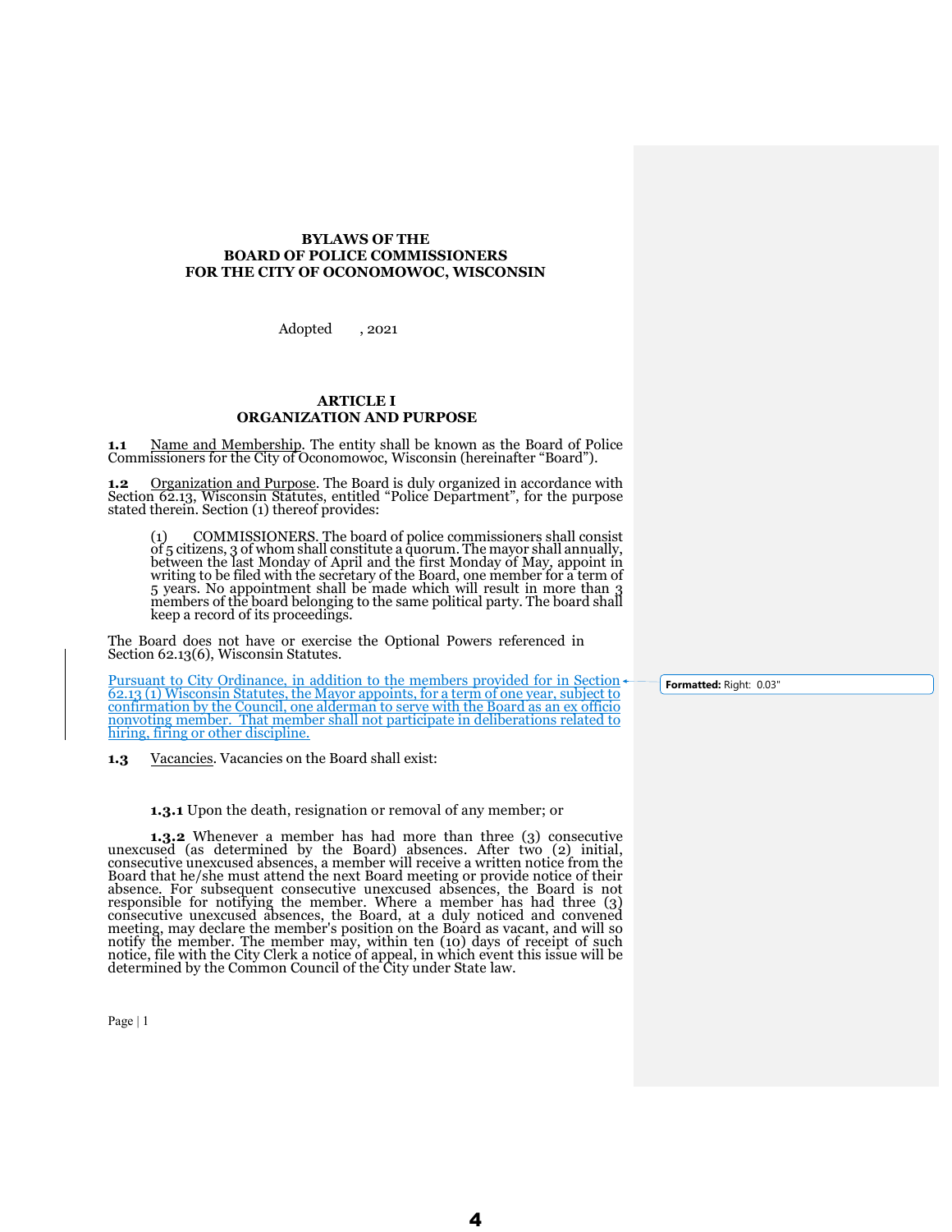**BYLAWS OF THE**
**BOARD OF POLICE COMMISSIONERS**
**FOR THE CITY OF OCONOMOWOC, WISCONSIN**

Adopted , 2021

## ARTICLE I
## ORGANIZATION AND PURPOSE

**1.1** Name and Membership. The entity shall be known as the Board of Police Commissioners for the City of Oconomowoc, Wisconsin (hereinafter "Board").

**1.2** Organization and Purpose. The Board is duly organized in accordance with Section 62.13, Wisconsin Statutes, entitled "Police Department", for the purpose stated therein. Section (1) thereof provides:

> (1) COMMISSIONERS. The board of police commissioners shall consist of 5 citizens, 3 of whom shall constitute a quorum. The mayor shall annually, between the last Monday of April and the first Monday of May, appoint in writing to be filed with the secretary of the Board, one member for a term of 5 years. No appointment shall be made which will result in more than 3 members of the board belonging to the same political party. The board shall keep a record of its proceedings.

The Board does not have or exercise the Optional Powers referenced in Section 62.13(6), Wisconsin Statutes.

Pursuant to City Ordinance, in addition to the members provided for in Section 62.13 (1) Wisconsin Statutes, the Mayor appoints, for a term of one year, subject to confirmation by the Council, one alderman to serve with the Board as an ex officio nonvoting member. That member shall not participate in deliberations related to hiring, firing or other discipline.

**Formatted:** Right: 0.03"

**1.3** Vacancies. Vacancies on the Board shall exist:

**1.3.1** Upon the death, resignation or removal of any member; or

**1.3.2** Whenever a member has had more than three (3) consecutive unexcused (as determined by the Board) absences. After two (2) initial, consecutive unexcused absences, a member will receive a written notice from the Board that he/she must attend the next Board meeting or provide notice of their absence. For subsequent consecutive unexcused absences, the Board is not responsible for notifying the member. Where a member has had three (3) consecutive unexcused absences, the Board, at a duly noticed and convened meeting, may declare the member's position on the Board as vacant, and will so notify the member. The member may, within ten (10) days of receipt of such notice, file with the City Clerk a notice of appeal, in which event this issue will be determined by the Common Council of the City under State law.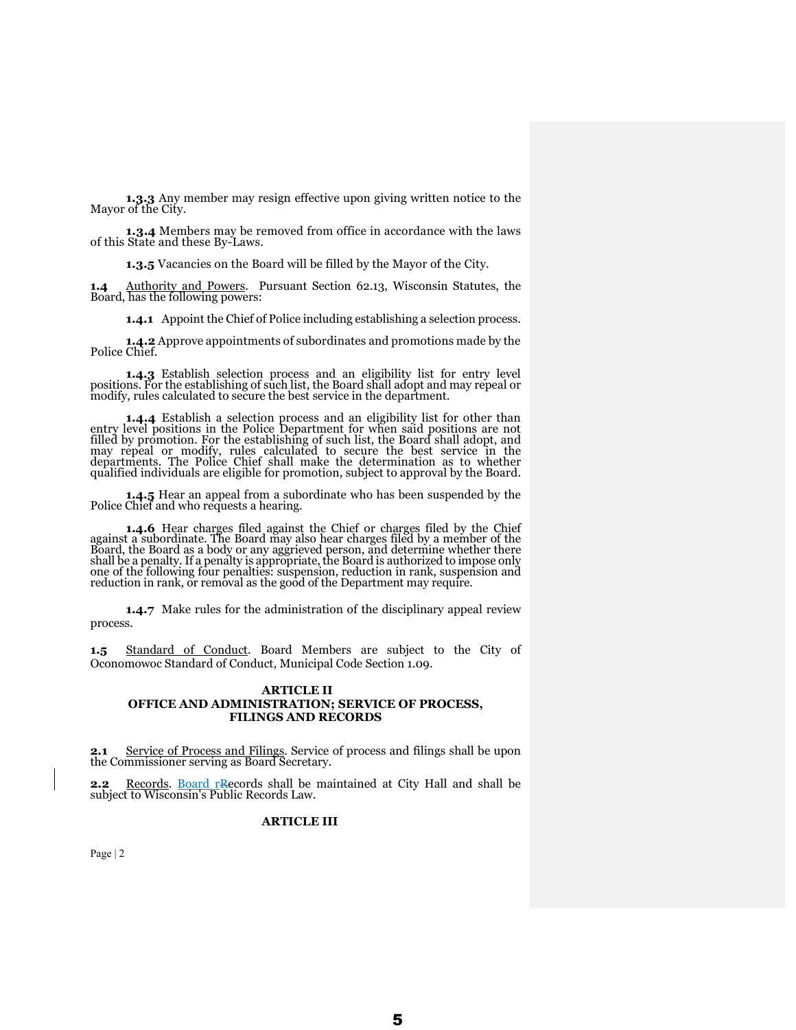**1.3.3** Any member may resign effective upon giving written notice to the Mayor of the City.

**1.3.4** Members may be removed from office in accordance with the laws of this State and these By-Laws.

**1.3.5** Vacancies on the Board will be filled by the Mayor of the City.

**1.4** Authority and Powers. Pursuant Section 62.13, Wisconsin Statutes, the Board, has the following powers:

**1.4.1** Appoint the Chief of Police including establishing a selection process.

**1.4.2** Approve appointments of subordinates and promotions made by the Police Chief.

**1.4.3** Establish selection process and an eligibility list for entry level positions. For the establishing of such list, the Board shall adopt and may repeal or modify, rules calculated to secure the best service in the department.

**1.4.4** Establish a selection process and an eligibility list for other than entry level positions in the Police Department for when said positions are not filled by promotion. For the establishing of such list, the Board shall adopt, and may repeal or modify, rules calculated to secure the best service in the departments. The Police Chief shall make the determination as to whether qualified individuals are eligible for promotion, subject to approval by the Board.

**1.4.5** Hear an appeal from a subordinate who has been suspended by the Police Chief and who requests a hearing.

**1.4.6** Hear charges filed against the Chief or charges filed by the Chief against a subordinate. The Board may also hear charges filed by a member of the Board, the Board as a body or any aggrieved person, and determine whether there shall be a penalty. If a penalty is appropriate, the Board is authorized to impose only one of the following four penalties: suspension, reduction in rank, suspension and reduction in rank, or removal as the good of the Department may require.

**1.4.7** Make rules for the administration of the disciplinary appeal review process.

**1.5** Standard of Conduct. Board Members are subject to the City of Oconomowoc Standard of Conduct, Municipal Code Section 1.09.

## ARTICLE II
## OFFICE AND ADMINISTRATION; SERVICE OF PROCESS, FILINGS AND RECORDS

**2.1** Service of Process and Filings. Service of process and filings shall be upon the Commissioner serving as Board Secretary.

**2.2** Records. Board records shall be maintained at City Hall and shall be subject to Wisconsin's Public Records Law.

## ARTICLE III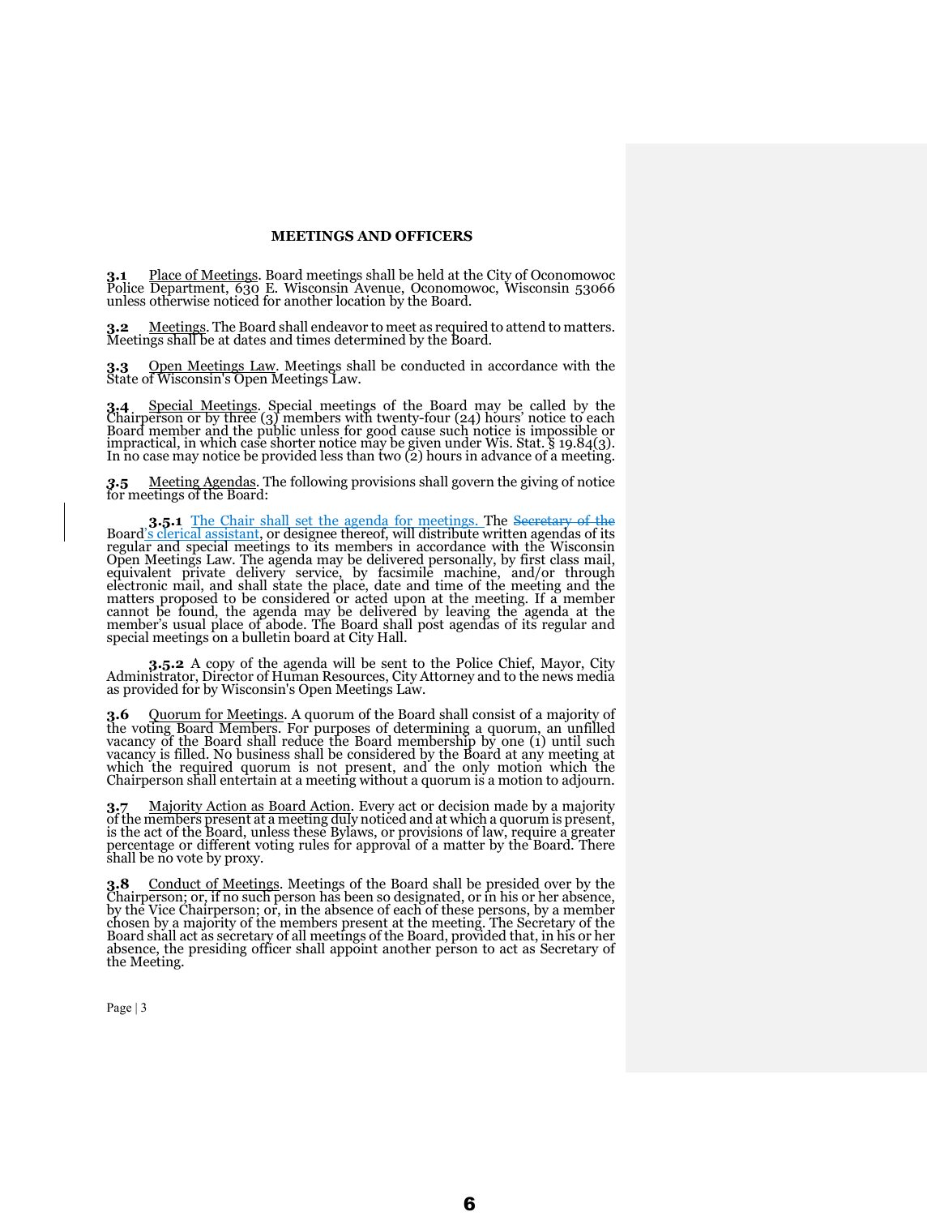## MEETINGS AND OFFICERS

**3.1** Place of Meetings. Board meetings shall be held at the City of Oconomowoc Police Department, 630 E. Wisconsin Avenue, Oconomowoc, Wisconsin 53066 unless otherwise noticed for another location by the Board.

**3.2** Meetings. The Board shall endeavor to meet as required to attend to matters. Meetings shall be at dates and times determined by the Board.

**3.3** Open Meetings Law. Meetings shall be conducted in accordance with the State of Wisconsin's Open Meetings Law.

**3.4** Special Meetings. Special meetings of the Board may be called by the Chairperson or by three (3) members with twenty-four (24) hours' notice to each Board member and the public unless for good cause such notice is impossible or impractical, in which case shorter notice may be given under Wis. Stat. § 19.84(3). In no case may notice be provided less than two (2) hours in advance of a meeting.

**3.5** Meeting Agendas. The following provisions shall govern the giving of notice for meetings of the Board:

**3.5.1** The Chair shall set the agenda for meetings. The ~~Secretary of the~~ Board's clerical assistant, or designee thereof, will distribute written agendas of its regular and special meetings to its members in accordance with the Wisconsin Open Meetings Law. The agenda may be delivered personally, by first class mail, equivalent private delivery service, by facsimile machine, and/or through electronic mail, and shall state the place, date and time of the meeting and the matters proposed to be considered or acted upon at the meeting. If a member cannot be found, the agenda may be delivered by leaving the agenda at the member's usual place of abode. The Board shall post agendas of its regular and special meetings on a bulletin board at City Hall.

**3.5.2** A copy of the agenda will be sent to the Police Chief, Mayor, City Administrator, Director of Human Resources, City Attorney and to the news media as provided for by Wisconsin's Open Meetings Law.

**3.6** Quorum for Meetings. A quorum of the Board shall consist of a majority of the voting Board Members. For purposes of determining a quorum, an unfilled vacancy of the Board shall reduce the Board membership by one (1) until such vacancy is filled. No business shall be considered by the Board at any meeting at which the required quorum is not present, and the only motion which the Chairperson shall entertain at a meeting without a quorum is a motion to adjourn.

**3.7** Majority Action as Board Action. Every act or decision made by a majority of the members present at a meeting duly noticed and at which a quorum is present, is the act of the Board, unless these Bylaws, or provisions of law, require a greater percentage or different voting rules for approval of a matter by the Board. There shall be no vote by proxy.

**3.8** Conduct of Meetings. Meetings of the Board shall be presided over by the Chairperson; or, if no such person has been so designated, or in his or her absence, by the Vice Chairperson; or, in the absence of each of these persons, by a member chosen by a majority of the members present at the meeting. The Secretary of the Board shall act as secretary of all meetings of the Board, provided that, in his or her absence, the presiding officer shall appoint another person to act as Secretary of the Meeting.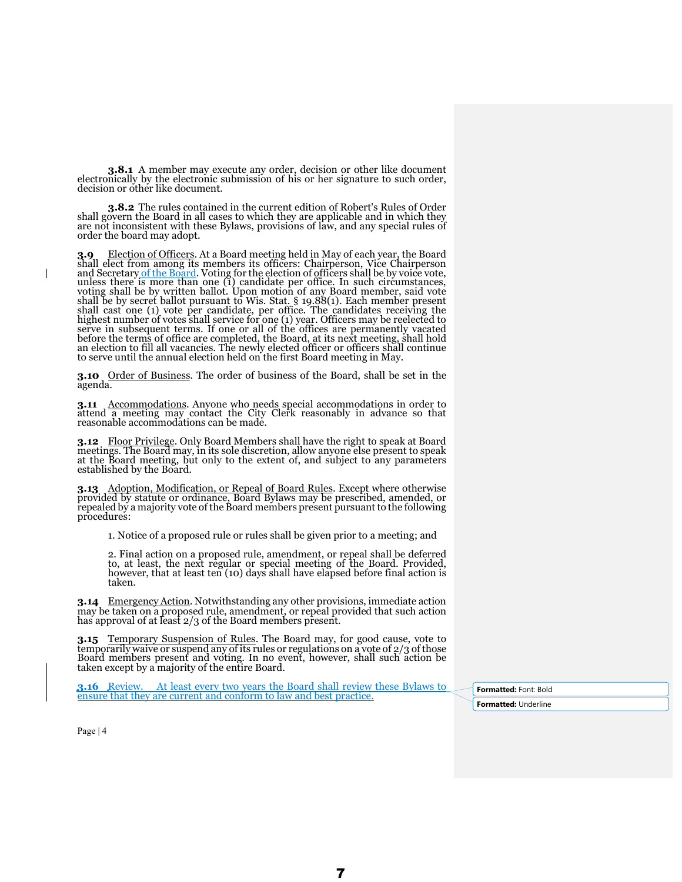**3.8.1** A member may execute any order, decision or other like document electronically by the electronic submission of his or her signature to such order, decision or other like document.

**3.8.2** The rules contained in the current edition of Robert's Rules of Order shall govern the Board in all cases to which they are applicable and in which they are not inconsistent with these Bylaws, provisions of law, and any special rules of order the board may adopt.

**3.9** Election of Officers. At a Board meeting held in May of each year, the Board shall elect from among its members its officers: Chairperson, Vice Chairperson and Secretary of the Board. Voting for the election of officers shall be by voice vote, unless there is more than one (1) candidate per office. In such circumstances, voting shall be by written ballot. Upon motion of any Board member, said vote shall be by secret ballot pursuant to Wis. Stat. § 19.88(1). Each member present shall cast one (1) vote per candidate, per office. The candidates receiving the highest number of votes shall service for one (1) year. Officers may be reelected to serve in subsequent terms. If one or all of the offices are permanently vacated before the terms of office are completed, the Board, at its next meeting, shall hold an election to fill all vacancies. The newly elected officer or officers shall continue to serve until the annual election held on the first Board meeting in May.

**3.10** Order of Business. The order of business of the Board, shall be set in the agenda.

**3.11** Accommodations. Anyone who needs special accommodations in order to attend a meeting may contact the City Clerk reasonably in advance so that reasonable accommodations can be made.

**3.12** Floor Privilege. Only Board Members shall have the right to speak at Board meetings. The Board may, in its sole discretion, allow anyone else present to speak at the Board meeting, but only to the extent of, and subject to any parameters established by the Board.

**3.13** Adoption, Modification, or Repeal of Board Rules. Except where otherwise provided by statute or ordinance, Board Bylaws may be prescribed, amended, or repealed by a majority vote of the Board members present pursuant to the following procedures:

1. Notice of a proposed rule or rules shall be given prior to a meeting; and

2. Final action on a proposed rule, amendment, or repeal shall be deferred to, at least, the next regular or special meeting of the Board. Provided, however, that at least ten (10) days shall have elapsed before final action is taken.

**3.14** Emergency Action. Notwithstanding any other provisions, immediate action may be taken on a proposed rule, amendment, or repeal provided that such action has approval of at least 2/3 of the Board members present.

**3.15** Temporary Suspension of Rules. The Board may, for good cause, vote to temporarily waive or suspend any of its rules or regulations on a vote of 2/3 of those Board members present and voting. In no event, however, shall such action be taken except by a majority of the entire Board.

**3.16** Review. At least every two years the Board shall review these Bylaws to ensure that they are current and conform to law and best practice.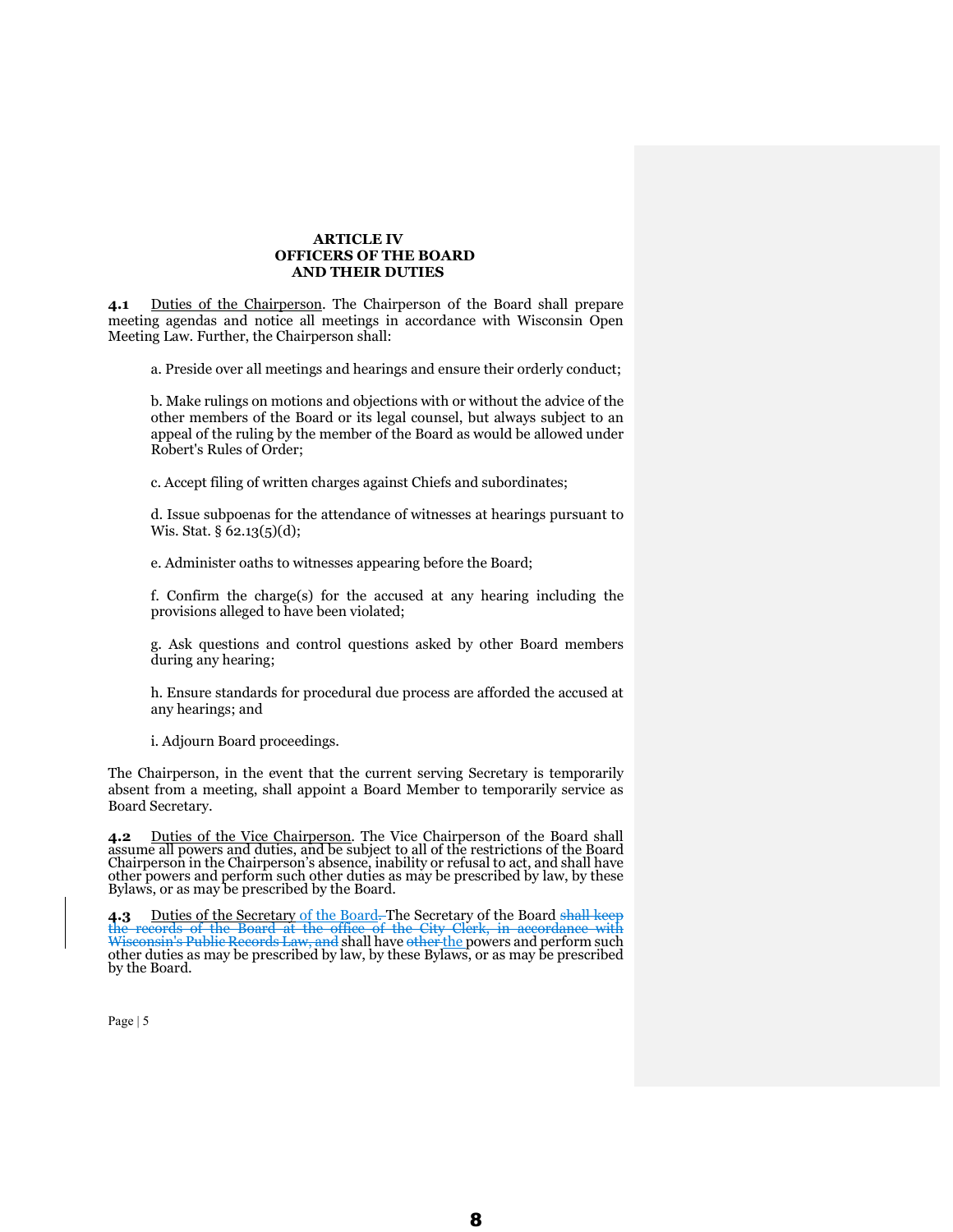# ARTICLE IV
## OFFICERS OF THE BOARD AND THEIR DUTIES

**4.1** Duties of the Chairperson. The Chairperson of the Board shall prepare meeting agendas and notice all meetings in accordance with Wisconsin Open Meeting Law. Further, the Chairperson shall:

a. Preside over all meetings and hearings and ensure their orderly conduct;

b. Make rulings on motions and objections with or without the advice of the other members of the Board or its legal counsel, but always subject to an appeal of the ruling by the member of the Board as would be allowed under Robert's Rules of Order;

c. Accept filing of written charges against Chiefs and subordinates;

d. Issue subpoenas for the attendance of witnesses at hearings pursuant to Wis. Stat. § 62.13(5)(d);

e. Administer oaths to witnesses appearing before the Board;

f. Confirm the charge(s) for the accused at any hearing including the provisions alleged to have been violated;

g. Ask questions and control questions asked by other Board members during any hearing;

h. Ensure standards for procedural due process are afforded the accused at any hearings; and

i. Adjourn Board proceedings.

The Chairperson, in the event that the current serving Secretary is temporarily absent from a meeting, shall appoint a Board Member to temporarily service as Board Secretary.

**4.2** Duties of the Vice Chairperson. The Vice Chairperson of the Board shall assume all powers and duties, and be subject to all of the restrictions of the Board Chairperson in the Chairperson's absence, inability or refusal to act, and shall have other powers and perform such other duties as may be prescribed by law, by these Bylaws, or as may be prescribed by the Board.

**4.3** Duties of the Secretary of the Board. ~~.~~ The Secretary of the Board ~~shall keep the records of the Board at the office of the City Clerk, in accordance with Wisconsin's Public Records Law, and~~ shall have ~~other~~ the powers and perform such other duties as may be prescribed by law, by these Bylaws, or as may be prescribed by the Board.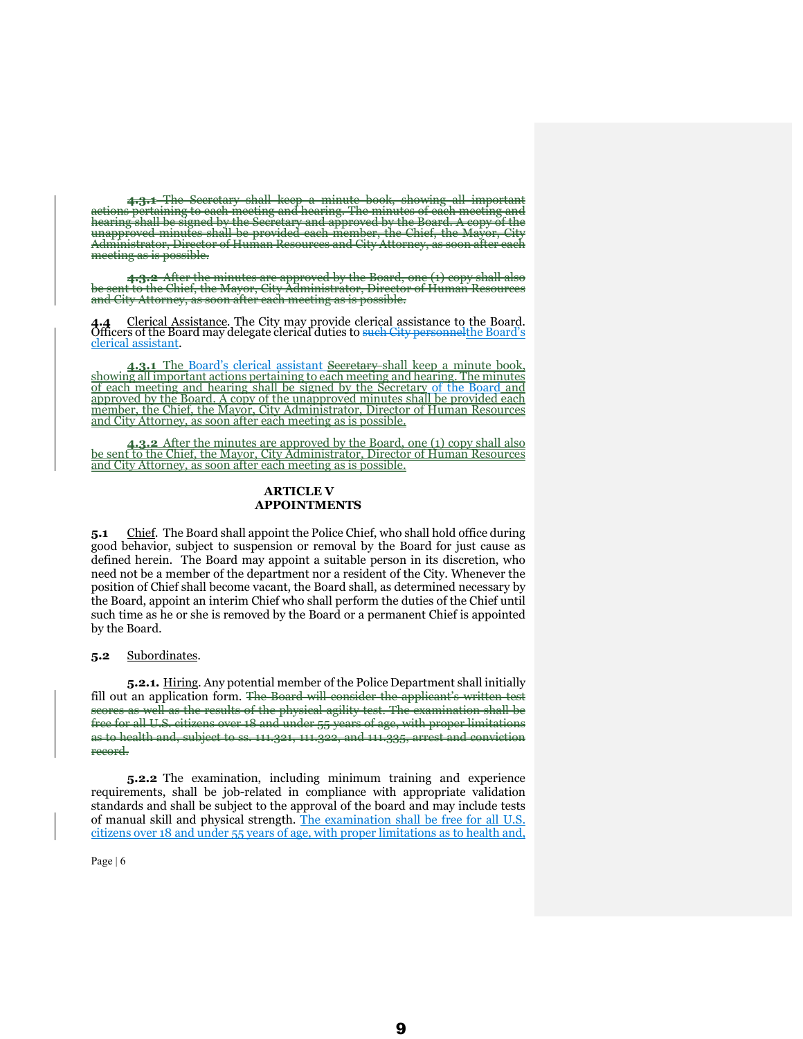~~**4.3.1** The Secretary shall keep a minute book, showing all important actions pertaining to each meeting and hearing. The minutes of each meeting and hearing shall be signed by the Secretary and approved by the Board. A copy of the unapproved minutes shall be provided each member, the Chief, the Mayor, City Administrator, Director of Human Resources and City Attorney, as soon after each meeting as is possible.~~

~~**4.3.2** After the minutes are approved by the Board, one (1) copy shall also be sent to the Chief, the Mayor, City Administrator, Director of Human Resources and City Attorney, as soon after each meeting as is possible.~~

**4.4** Clerical Assistance. The City may provide clerical assistance to the Board. Officers of the Board may delegate clerical duties to ~~such City personnel~~the Board's clerical assistant.

**4.3.1** The Board's clerical assistant ~~Secretary~~ shall keep a minute book, showing all important actions pertaining to each meeting and hearing. The minutes of each meeting and hearing shall be signed by the Secretary of the Board and approved by the Board. A copy of the unapproved minutes shall be provided each member, the Chief, the Mayor, City Administrator, Director of Human Resources and City Attorney, as soon after each meeting as is possible.

**4.3.2** After the minutes are approved by the Board, one (1) copy shall also be sent to the Chief, the Mayor, City Administrator, Director of Human Resources and City Attorney, as soon after each meeting as is possible.

## ARTICLE V
## APPOINTMENTS

**5.1** Chief. The Board shall appoint the Police Chief, who shall hold office during good behavior, subject to suspension or removal by the Board for just cause as defined herein. The Board may appoint a suitable person in its discretion, who need not be a member of the department nor a resident of the City. Whenever the position of Chief shall become vacant, the Board shall, as determined necessary by the Board, appoint an interim Chief who shall perform the duties of the Chief until such time as he or she is removed by the Board or a permanent Chief is appointed by the Board.

**5.2** Subordinates.

**5.2.1.** Hiring. Any potential member of the Police Department shall initially fill out an application form. ~~The Board will consider the applicant's written test scores as well as the results of the physical agility test. The examination shall be free for all U.S. citizens over 18 and under 55 years of age, with proper limitations as to health and, subject to ss. 111.321, 111.322, and 111.335, arrest and conviction record.~~

**5.2.2** The examination, including minimum training and experience requirements, shall be job-related in compliance with appropriate validation standards and shall be subject to the approval of the board and may include tests of manual skill and physical strength. The examination shall be free for all U.S. citizens over 18 and under 55 years of age, with proper limitations as to health and,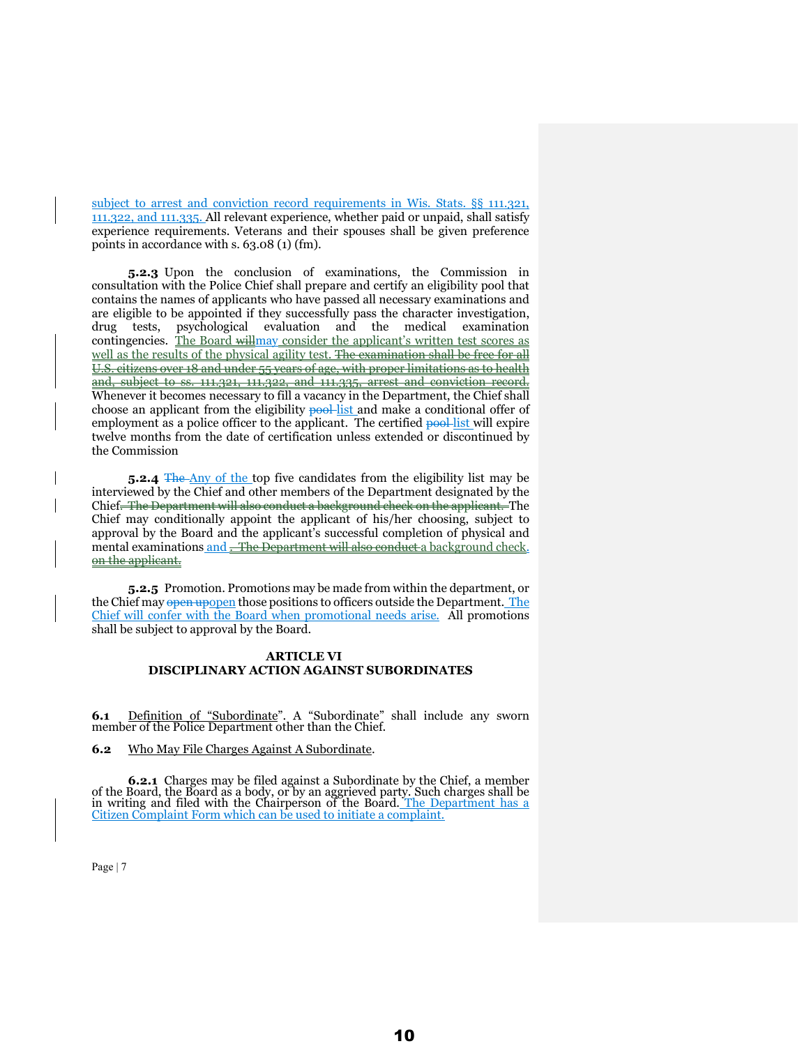subject to arrest and conviction record requirements in Wis. Stats. §§ 111.321, 111.322, and 111.335. All relevant experience, whether paid or unpaid, shall satisfy experience requirements. Veterans and their spouses shall be given preference points in accordance with s. 63.08 (1) (fm).

**5.2.3** Upon the conclusion of examinations, the Commission in consultation with the Police Chief shall prepare and certify an eligibility pool that contains the names of applicants who have passed all necessary examinations and are eligible to be appointed if they successfully pass the character investigation, drug tests, psychological evaluation and the medical examination contingencies. The Board ~~will~~may consider the applicant's written test scores as well as the results of the physical agility test. ~~The examination shall be free for all U.S. citizens over 18 and under 55 years of age, with proper limitations as to health and, subject to ss. 111.321, 111.322, and 111.335, arrest and conviction record.~~ Whenever it becomes necessary to fill a vacancy in the Department, the Chief shall choose an applicant from the eligibility ~~pool~~ list and make a conditional offer of employment as a police officer to the applicant. The certified ~~pool~~ list will expire twelve months from the date of certification unless extended or discontinued by the Commission

**5.2.4** ~~The~~ Any of the top five candidates from the eligibility list may be interviewed by the Chief and other members of the Department designated by the Chief. ~~The Department will also conduct a background check on the applicant.~~ The Chief may conditionally appoint the applicant of his/her choosing, subject to approval by the Board and the applicant's successful completion of physical and mental examinations and ~~. The Department will also conduct~~ a background check. ~~on the applicant.~~

**5.2.5** Promotion. Promotions may be made from within the department, or the Chief may ~~open up~~open those positions to officers outside the Department. The Chief will confer with the Board when promotional needs arise. All promotions shall be subject to approval by the Board.

## ARTICLE VI
## DISCIPLINARY ACTION AGAINST SUBORDINATES

**6.1** Definition of "Subordinate". A "Subordinate" shall include any sworn member of the Police Department other than the Chief.

**6.2** Who May File Charges Against A Subordinate.

**6.2.1** Charges may be filed against a Subordinate by the Chief, a member of the Board, the Board as a body, or by an aggrieved party. Such charges shall be in writing and filed with the Chairperson of the Board. The Department has a Citizen Complaint Form which can be used to initiate a complaint.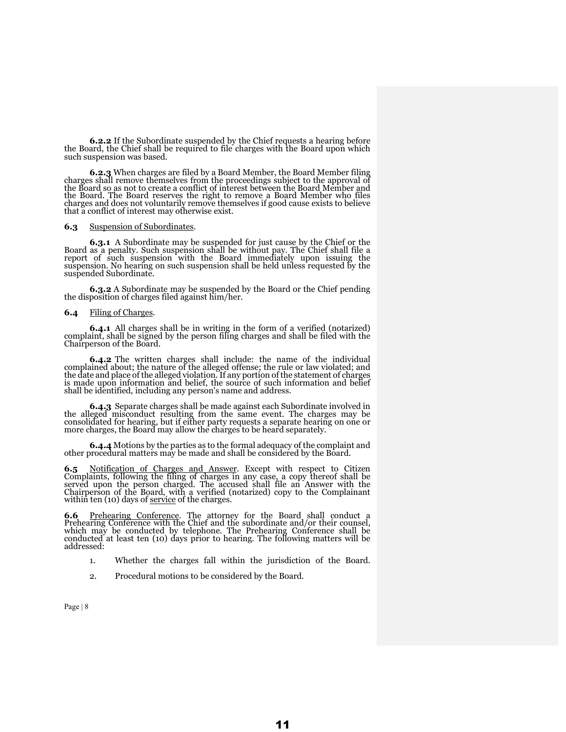**6.2.2** If the Subordinate suspended by the Chief requests a hearing before the Board, the Chief shall be required to file charges with the Board upon which such suspension was based.

**6.2.3** When charges are filed by a Board Member, the Board Member filing charges shall remove themselves from the proceedings subject to the approval of the Board so as not to create a conflict of interest between the Board Member and the Board. The Board reserves the right to remove a Board Member who files charges and does not voluntarily remove themselves if good cause exists to believe that a conflict of interest may otherwise exist.

**6.3** Suspension of Subordinates.

**6.3.1** A Subordinate may be suspended for just cause by the Chief or the Board as a penalty. Such suspension shall be without pay. The Chief shall file a report of such suspension with the Board immediately upon issuing the suspension. No hearing on such suspension shall be held unless requested by the suspended Subordinate.

**6.3.2** A Subordinate may be suspended by the Board or the Chief pending the disposition of charges filed against him/her.

**6.4** Filing of Charges.

**6.4.1** All charges shall be in writing in the form of a verified (notarized) complaint, shall be signed by the person filing charges and shall be filed with the Chairperson of the Board.

**6.4.2** The written charges shall include: the name of the individual complained about; the nature of the alleged offense; the rule or law violated; and the date and place of the alleged violation. If any portion of the statement of charges is made upon information and belief, the source of such information and belief shall be identified, including any person's name and address.

**6.4.3** Separate charges shall be made against each Subordinate involved in the alleged misconduct resulting from the same event. The charges may be consolidated for hearing, but if either party requests a separate hearing on one or more charges, the Board may allow the charges to be heard separately.

**6.4.4** Motions by the parties as to the formal adequacy of the complaint and other procedural matters may be made and shall be considered by the Board.

**6.5** Notification of Charges and Answer. Except with respect to Citizen Complaints, following the filing of charges in any case, a copy thereof shall be served upon the person charged. The accused shall file an Answer with the Chairperson of the Board, with a verified (notarized) copy to the Complainant within ten (10) days of service of the charges.

**6.6** Prehearing Conference. The attorney for the Board shall conduct a Prehearing Conference with the Chief and the subordinate and/or their counsel, which may be conducted by telephone. The Prehearing Conference shall be conducted at least ten (10) days prior to hearing. The following matters will be addressed:

1. Whether the charges fall within the jurisdiction of the Board.
2. Procedural motions to be considered by the Board.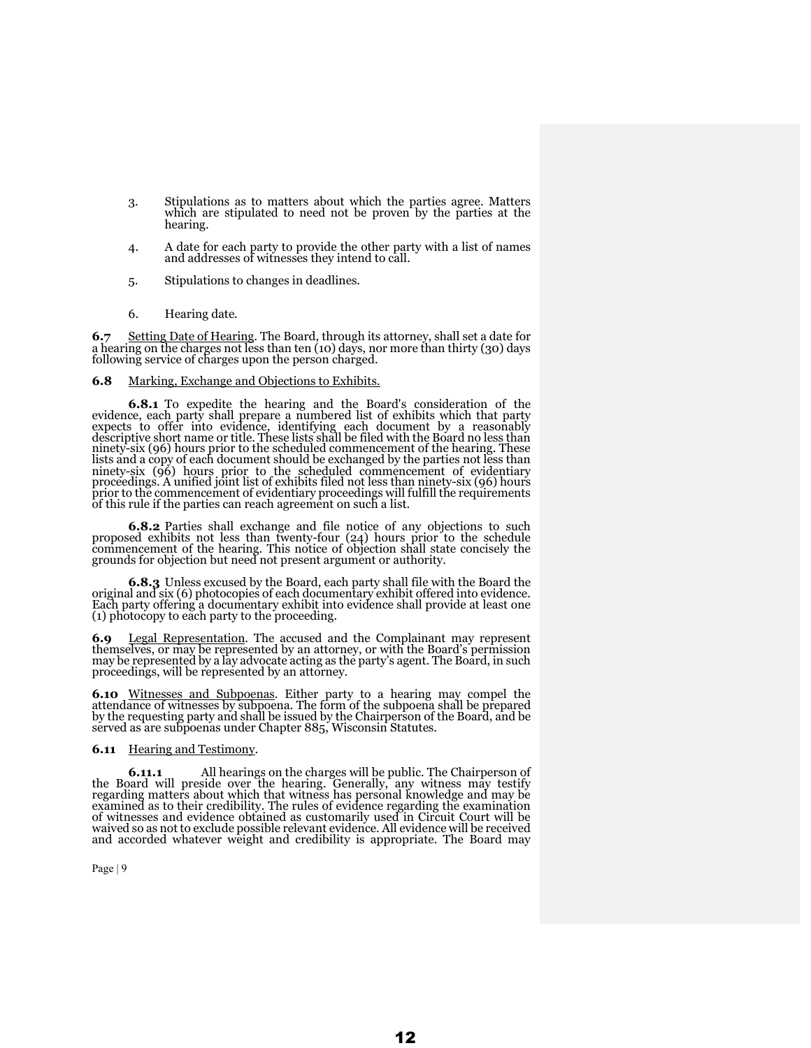3. Stipulations as to matters about which the parties agree. Matters which are stipulated to need not be proven by the parties at the hearing.

4. A date for each party to provide the other party with a list of names and addresses of witnesses they intend to call.

5. Stipulations to changes in deadlines.

6. Hearing date.

**6.7** Setting Date of Hearing. The Board, through its attorney, shall set a date for a hearing on the charges not less than ten (10) days, nor more than thirty (30) days following service of charges upon the person charged.

**6.8** Marking, Exchange and Objections to Exhibits.

**6.8.1** To expedite the hearing and the Board's consideration of the evidence, each party shall prepare a numbered list of exhibits which that party expects to offer into evidence, identifying each document by a reasonably descriptive short name or title. These lists shall be filed with the Board no less than ninety-six (96) hours prior to the scheduled commencement of the hearing. These lists and a copy of each document should be exchanged by the parties not less than ninety-six (96) hours prior to the scheduled commencement of evidentiary proceedings. A unified joint list of exhibits filed not less than ninety-six (96) hours prior to the commencement of evidentiary proceedings will fulfill the requirements of this rule if the parties can reach agreement on such a list.

**6.8.2** Parties shall exchange and file notice of any objections to such proposed exhibits not less than twenty-four (24) hours prior to the schedule commencement of the hearing. This notice of objection shall state concisely the grounds for objection but need not present argument or authority.

**6.8.3** Unless excused by the Board, each party shall file with the Board the original and six (6) photocopies of each documentary exhibit offered into evidence. Each party offering a documentary exhibit into evidence shall provide at least one (1) photocopy to each party to the proceeding.

**6.9** Legal Representation. The accused and the Complainant may represent themselves, or may be represented by an attorney, or with the Board's permission may be represented by a lay advocate acting as the party's agent. The Board, in such proceedings, will be represented by an attorney.

**6.10** Witnesses and Subpoenas. Either party to a hearing may compel the attendance of witnesses by subpoena. The form of the subpoena shall be prepared by the requesting party and shall be issued by the Chairperson of the Board, and be served as are subpoenas under Chapter 885, Wisconsin Statutes.

**6.11** Hearing and Testimony.

**6.11.1** All hearings on the charges will be public. The Chairperson of the Board will preside over the hearing. Generally, any witness may testify regarding matters about which that witness has personal knowledge and may be examined as to their credibility. The rules of evidence regarding the examination of witnesses and evidence obtained as customarily used in Circuit Court will be waived so as not to exclude possible relevant evidence. All evidence will be received and accorded whatever weight and credibility is appropriate. The Board may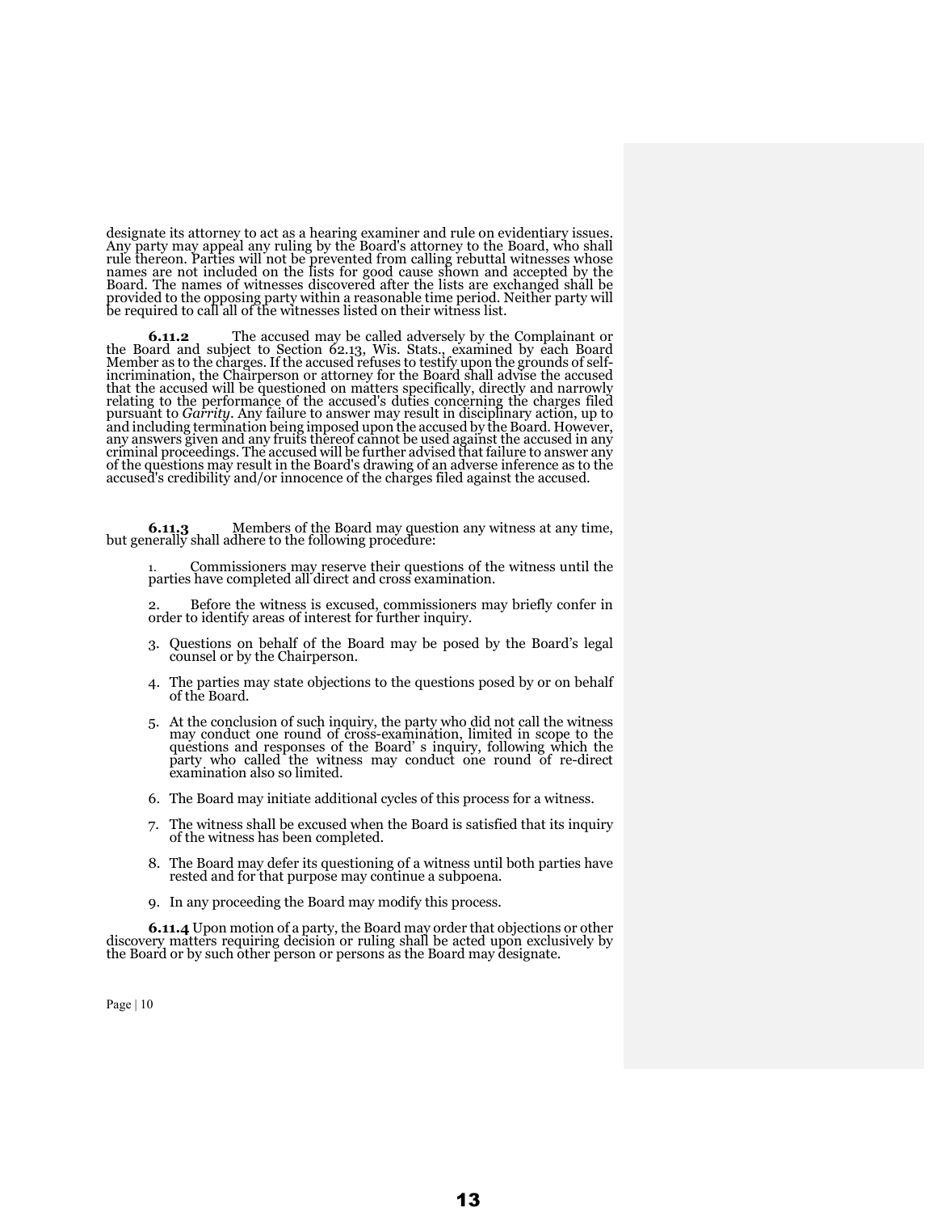designate its attorney to act as a hearing examiner and rule on evidentiary issues. Any party may appeal any ruling by the Board's attorney to the Board, who shall rule thereon. Parties will not be prevented from calling rebuttal witnesses whose names are not included on the lists for good cause shown and accepted by the Board. The names of witnesses discovered after the lists are exchanged shall be provided to the opposing party within a reasonable time period. Neither party will be required to call all of the witnesses listed on their witness list.

**6.11.2** The accused may be called adversely by the Complainant or the Board and subject to Section 62.13, Wis. Stats., examined by each Board Member as to the charges. If the accused refuses to testify upon the grounds of self-incrimination, the Chairperson or attorney for the Board shall advise the accused that the accused will be questioned on matters specifically, directly and narrowly relating to the performance of the accused's duties concerning the charges filed pursuant to *Garrity*. Any failure to answer may result in disciplinary action, up to and including termination being imposed upon the accused by the Board. However, any answers given and any fruits thereof cannot be used against the accused in any criminal proceedings. The accused will be further advised that failure to answer any of the questions may result in the Board's drawing of an adverse inference as to the accused's credibility and/or innocence of the charges filed against the accused.

**6.11.3** Members of the Board may question any witness at any time, but generally shall adhere to the following procedure:

1. Commissioners may reserve their questions of the witness until the parties have completed all direct and cross examination.
2. Before the witness is excused, commissioners may briefly confer in order to identify areas of interest for further inquiry.
3. Questions on behalf of the Board may be posed by the Board's legal counsel or by the Chairperson.
4. The parties may state objections to the questions posed by or on behalf of the Board.
5. At the conclusion of such inquiry, the party who did not call the witness may conduct one round of cross-examination, limited in scope to the questions and responses of the Board' s inquiry, following which the party who called the witness may conduct one round of re-direct examination also so limited.
6. The Board may initiate additional cycles of this process for a witness.
7. The witness shall be excused when the Board is satisfied that its inquiry of the witness has been completed.
8. The Board may defer its questioning of a witness until both parties have rested and for that purpose may continue a subpoena.
9. In any proceeding the Board may modify this process.

**6.11.4** Upon motion of a party, the Board may order that objections or other discovery matters requiring decision or ruling shall be acted upon exclusively by the Board or by such other person or persons as the Board may designate.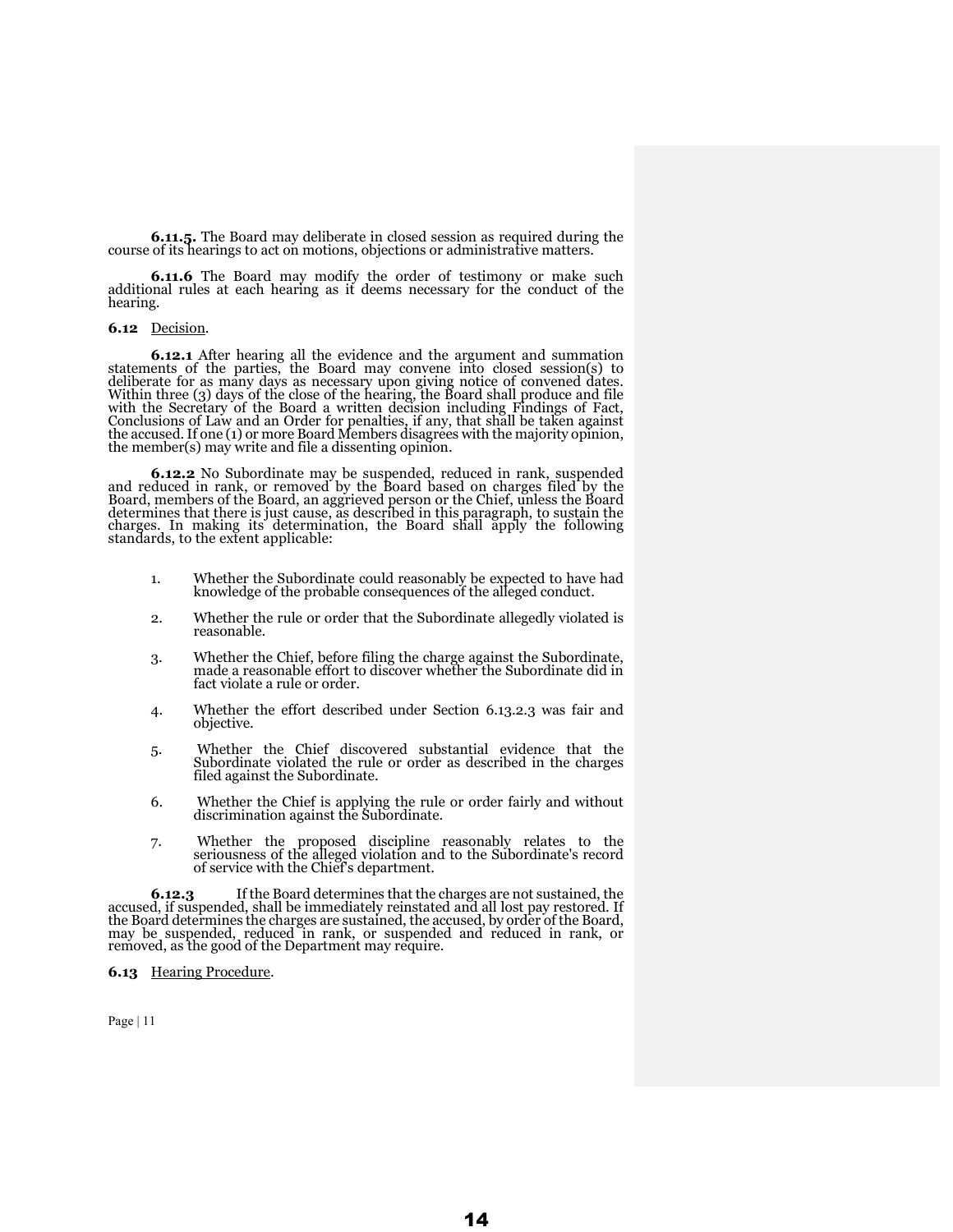**6.11.5.** The Board may deliberate in closed session as required during the course of its hearings to act on motions, objections or administrative matters.

**6.11.6** The Board may modify the order of testimony or make such additional rules at each hearing as it deems necessary for the conduct of the hearing.

**6.12** Decision.

**6.12.1** After hearing all the evidence and the argument and summation statements of the parties, the Board may convene into closed session(s) to deliberate for as many days as necessary upon giving notice of convened dates. Within three (3) days of the close of the hearing, the Board shall produce and file with the Secretary of the Board a written decision including Findings of Fact, Conclusions of Law and an Order for penalties, if any, that shall be taken against the accused. If one (1) or more Board Members disagrees with the majority opinion, the member(s) may write and file a dissenting opinion.

**6.12.2** No Subordinate may be suspended, reduced in rank, suspended and reduced in rank, or removed by the Board based on charges filed by the Board, members of the Board, an aggrieved person or the Chief, unless the Board determines that there is just cause, as described in this paragraph, to sustain the charges. In making its determination, the Board shall apply the following standards, to the extent applicable:

1. Whether the Subordinate could reasonably be expected to have had knowledge of the probable consequences of the alleged conduct.
2. Whether the rule or order that the Subordinate allegedly violated is reasonable.
3. Whether the Chief, before filing the charge against the Subordinate, made a reasonable effort to discover whether the Subordinate did in fact violate a rule or order.
4. Whether the effort described under Section 6.13.2.3 was fair and objective.
5. Whether the Chief discovered substantial evidence that the Subordinate violated the rule or order as described in the charges filed against the Subordinate.
6. Whether the Chief is applying the rule or order fairly and without discrimination against the Subordinate.
7. Whether the proposed discipline reasonably relates to the seriousness of the alleged violation and to the Subordinate's record of service with the Chief's department.

**6.12.3** If the Board determines that the charges are not sustained, the accused, if suspended, shall be immediately reinstated and all lost pay restored. If the Board determines the charges are sustained, the accused, by order of the Board, may be suspended, reduced in rank, or suspended and reduced in rank, or removed, as the good of the Department may require.

**6.13** Hearing Procedure.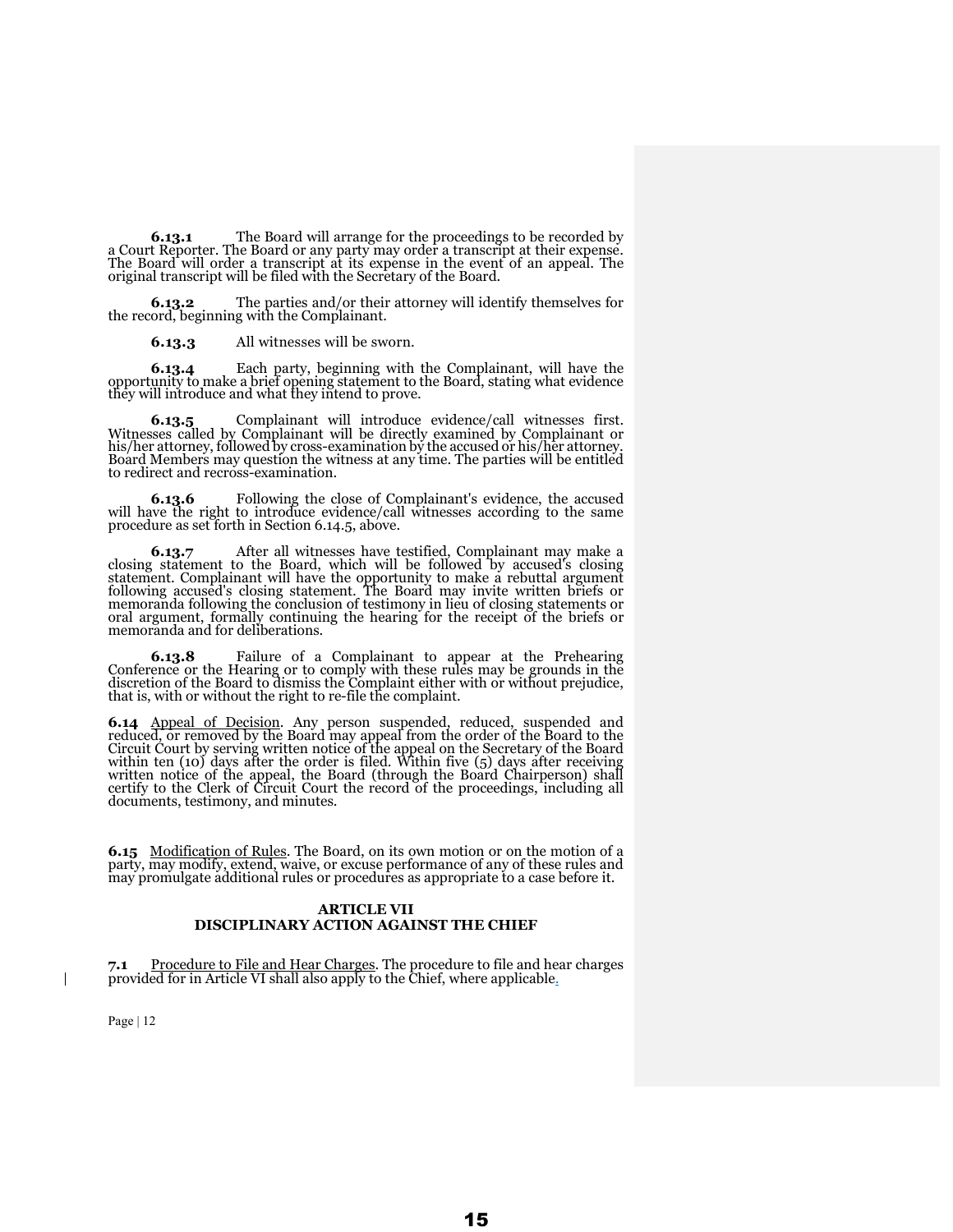**6.13.1** The Board will arrange for the proceedings to be recorded by a Court Reporter. The Board or any party may order a transcript at their expense. The Board will order a transcript at its expense in the event of an appeal. The original transcript will be filed with the Secretary of the Board.

**6.13.2** The parties and/or their attorney will identify themselves for the record, beginning with the Complainant.

**6.13.3** All witnesses will be sworn.

**6.13.4** Each party, beginning with the Complainant, will have the opportunity to make a brief opening statement to the Board, stating what evidence they will introduce and what they intend to prove.

**6.13.5** Complainant will introduce evidence/call witnesses first. Witnesses called by Complainant will be directly examined by Complainant or his/her attorney, followed by cross-examination by the accused or his/her attorney. Board Members may question the witness at any time. The parties will be entitled to redirect and recross-examination.

**6.13.6** Following the close of Complainant's evidence, the accused will have the right to introduce evidence/call witnesses according to the same procedure as set forth in Section 6.14.5, above.

**6.13.7** After all witnesses have testified, Complainant may make a closing statement to the Board, which will be followed by accused's closing statement. Complainant will have the opportunity to make a rebuttal argument following accused's closing statement. The Board may invite written briefs or memoranda following the conclusion of testimony in lieu of closing statements or oral argument, formally continuing the hearing for the receipt of the briefs or memoranda and for deliberations.

**6.13.8** Failure of a Complainant to appear at the Prehearing Conference or the Hearing or to comply with these rules may be grounds in the discretion of the Board to dismiss the Complaint either with or without prejudice, that is, with or without the right to re-file the complaint.

**6.14** Appeal of Decision. Any person suspended, reduced, suspended and reduced, or removed by the Board may appeal from the order of the Board to the Circuit Court by serving written notice of the appeal on the Secretary of the Board within ten (10) days after the order is filed. Within five (5) days after receiving written notice of the appeal, the Board (through the Board Chairperson) shall certify to the Clerk of Circuit Court the record of the proceedings, including all documents, testimony, and minutes.

**6.15** Modification of Rules. The Board, on its own motion or on the motion of a party, may modify, extend, waive, or excuse performance of any of these rules and may promulgate additional rules or procedures as appropriate to a case before it.

## ARTICLE VII
## DISCIPLINARY ACTION AGAINST THE CHIEF

**7.1** Procedure to File and Hear Charges. The procedure to file and hear charges provided for in Article VI shall also apply to the Chief, where applicable.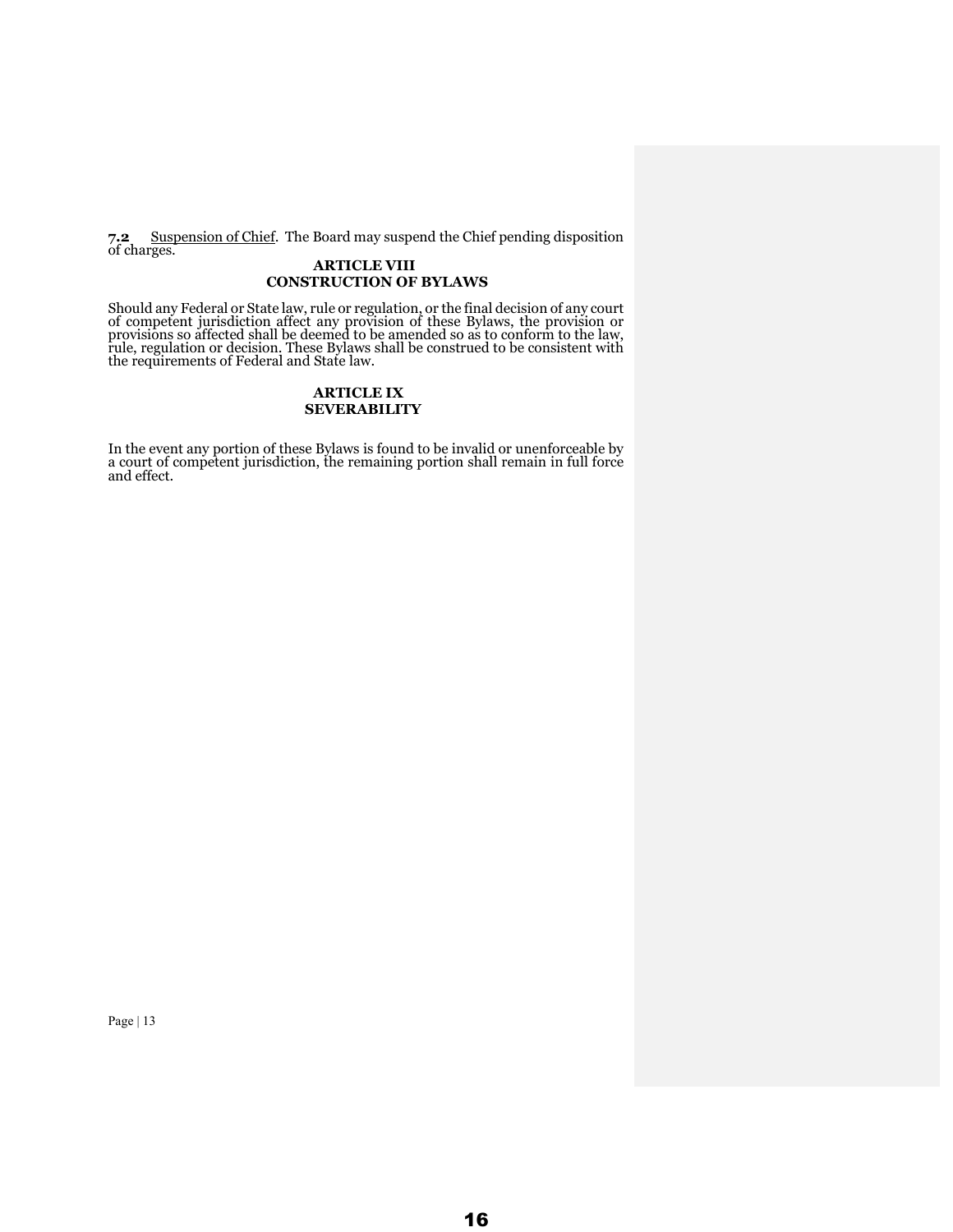**7.2** Suspension of Chief. The Board may suspend the Chief pending disposition of charges.

## ARTICLE VIII
## CONSTRUCTION OF BYLAWS

Should any Federal or State law, rule or regulation, or the final decision of any court of competent jurisdiction affect any provision of these Bylaws, the provision or provisions so affected shall be deemed to be amended so as to conform to the law, rule, regulation or decision. These Bylaws shall be construed to be consistent with the requirements of Federal and State law.

## ARTICLE IX
## SEVERABILITY

In the event any portion of these Bylaws is found to be invalid or unenforceable by a court of competent jurisdiction, the remaining portion shall remain in full force and effect.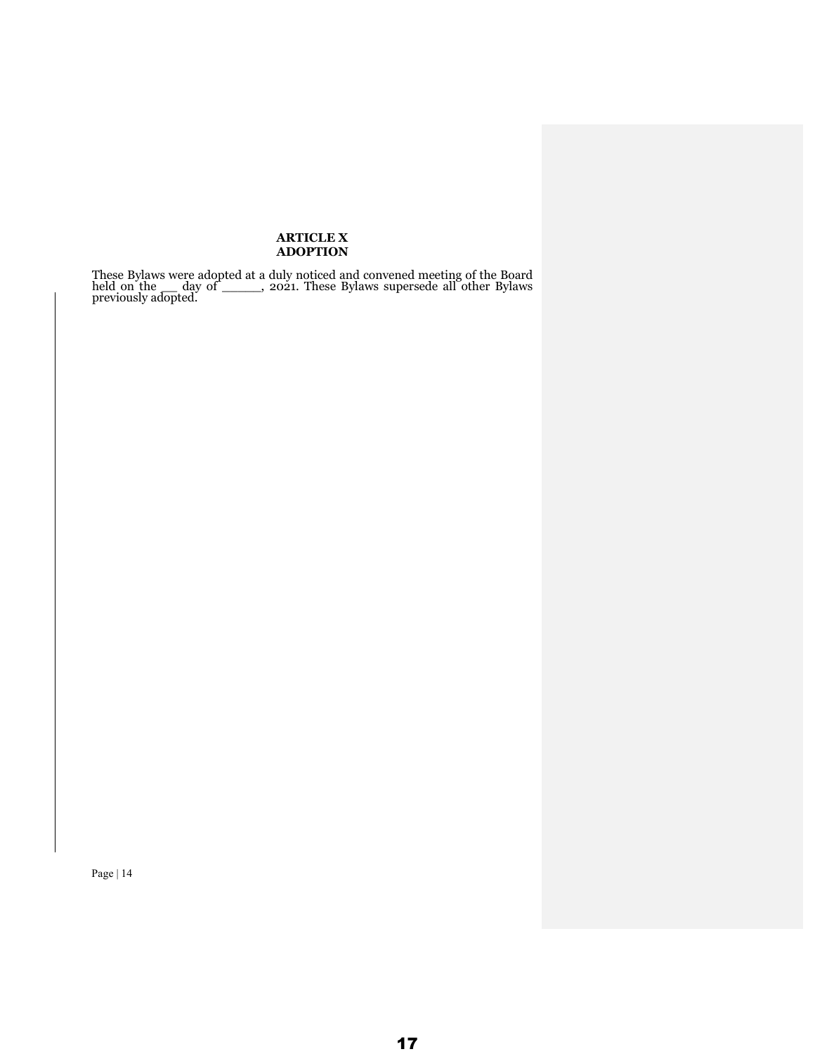## ARTICLE X
## ADOPTION

These Bylaws were adopted at a duly noticed and convened meeting of the Board held on the __ day of _____, 2021. These Bylaws supersede all other Bylaws previously adopted.